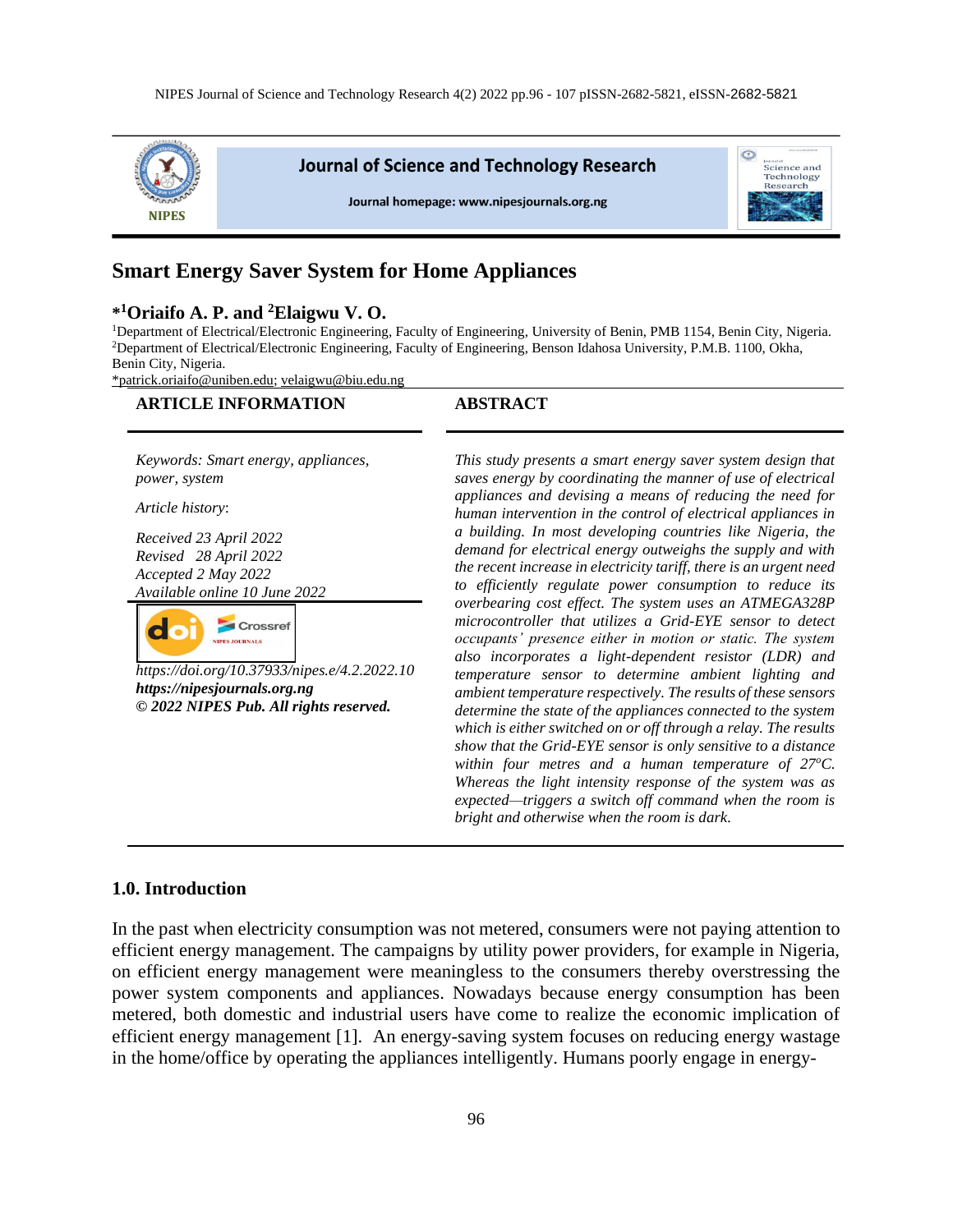# Smart Energy Saver System for Home Appliances

**\*[1]Oriaifo A. P. and [2]Elaigwu V. O.**

[1]Department of Electrical/Electronic Engineering, Faculty of Engineering, University of Benin, PMB 1154, Benin City, Nigeria.
[2]Department of Electrical/Electronic Engineering, Faculty of Engineering, Benson Idahosa University, P.M.B. 1100, Okha, Benin City, Nigeria.
\*patrick.oriaifo@uniben.edu; velaigwu@biu.edu.ng

## ARTICLE INFORMATION

*Keywords: Smart energy, appliances, power, system*

*Article history:*

*Received 23 April 2022*
*Revised 28 April 2022*
*Accepted 2 May 2022*
*Available online 10 June 2022*

*https://doi.org/10.37933/nipes.e/4.2.2022.10*
***https://nipesjournals.org.ng***
***© 2022 NIPES Pub. All rights reserved.***

## ABSTRACT

*This study presents a smart energy saver system design that saves energy by coordinating the manner of use of electrical appliances and devising a means of reducing the need for human intervention in the control of electrical appliances in a building. In most developing countries like Nigeria, the demand for electrical energy outweighs the supply and with the recent increase in electricity tariff, there is an urgent need to efficiently regulate power consumption to reduce its overbearing cost effect. The system uses an ATMEGA328P microcontroller that utilizes a Grid-EYE sensor to detect occupants' presence either in motion or static. The system also incorporates a light-dependent resistor (LDR) and temperature sensor to determine ambient lighting and ambient temperature respectively. The results of these sensors determine the state of the appliances connected to the system which is either switched on or off through a relay. The results show that the Grid-EYE sensor is only sensitive to a distance within four metres and a human temperature of 27°C. Whereas the light intensity response of the system was as expected—triggers a switch off command when the room is bright and otherwise when the room is dark.*

## 1.0. Introduction

In the past when electricity consumption was not metered, consumers were not paying attention to efficient energy management. The campaigns by utility power providers, for example in Nigeria, on efficient energy management were meaningless to the consumers thereby overstressing the power system components and appliances. Nowadays because energy consumption has been metered, both domestic and industrial users have come to realize the economic implication of efficient energy management [1]. An energy-saving system focuses on reducing energy wastage in the home/office by operating the appliances intelligently. Humans poorly engage in energy-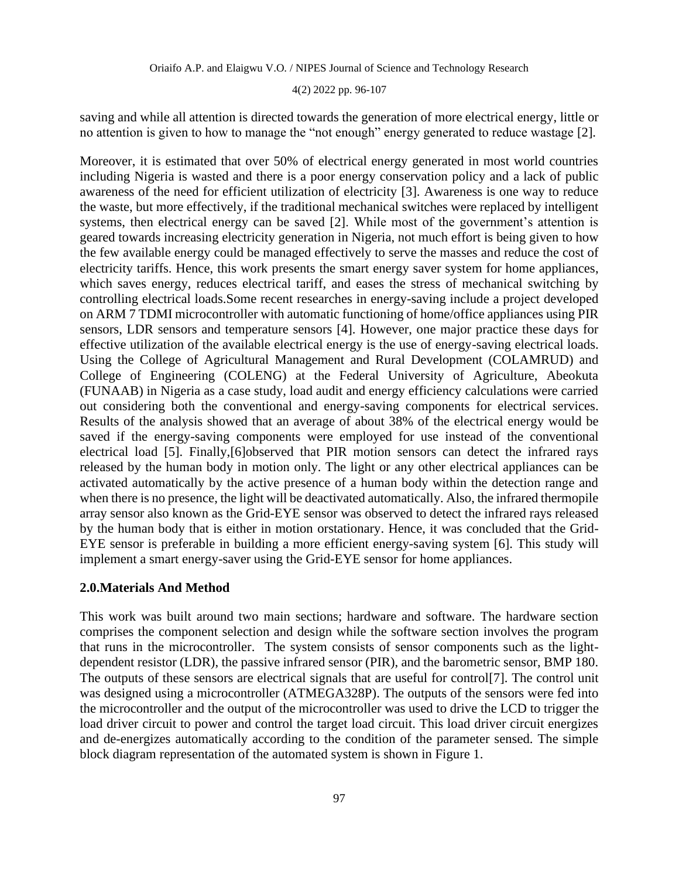saving and while all attention is directed towards the generation of more electrical energy, little or no attention is given to how to manage the "not enough" energy generated to reduce wastage [2].

Moreover, it is estimated that over 50% of electrical energy generated in most world countries including Nigeria is wasted and there is a poor energy conservation policy and a lack of public awareness of the need for efficient utilization of electricity [3]. Awareness is one way to reduce the waste, but more effectively, if the traditional mechanical switches were replaced by intelligent systems, then electrical energy can be saved [2]. While most of the government's attention is geared towards increasing electricity generation in Nigeria, not much effort is being given to how the few available energy could be managed effectively to serve the masses and reduce the cost of electricity tariffs. Hence, this work presents the smart energy saver system for home appliances, which saves energy, reduces electrical tariff, and eases the stress of mechanical switching by controlling electrical loads.Some recent researches in energy-saving include a project developed on ARM 7 TDMI microcontroller with automatic functioning of home/office appliances using PIR sensors, LDR sensors and temperature sensors [4]. However, one major practice these days for effective utilization of the available electrical energy is the use of energy-saving electrical loads. Using the College of Agricultural Management and Rural Development (COLAMRUD) and College of Engineering (COLENG) at the Federal University of Agriculture, Abeokuta (FUNAAB) in Nigeria as a case study, load audit and energy efficiency calculations were carried out considering both the conventional and energy-saving components for electrical services. Results of the analysis showed that an average of about 38% of the electrical energy would be saved if the energy-saving components were employed for use instead of the conventional electrical load [5]. Finally,[6]observed that PIR motion sensors can detect the infrared rays released by the human body in motion only. The light or any other electrical appliances can be activated automatically by the active presence of a human body within the detection range and when there is no presence, the light will be deactivated automatically. Also, the infrared thermopile array sensor also known as the Grid-EYE sensor was observed to detect the infrared rays released by the human body that is either in motion orstationary. Hence, it was concluded that the Grid-EYE sensor is preferable in building a more efficient energy-saving system [6]. This study will implement a smart energy-saver using the Grid-EYE sensor for home appliances.

## 2.0.Materials And Method

This work was built around two main sections; hardware and software. The hardware section comprises the component selection and design while the software section involves the program that runs in the microcontroller. The system consists of sensor components such as the light-dependent resistor (LDR), the passive infrared sensor (PIR), and the barometric sensor, BMP 180. The outputs of these sensors are electrical signals that are useful for control[7]. The control unit was designed using a microcontroller (ATMEGA328P). The outputs of the sensors were fed into the microcontroller and the output of the microcontroller was used to drive the LCD to trigger the load driver circuit to power and control the target load circuit. This load driver circuit energizes and de-energizes automatically according to the condition of the parameter sensed. The simple block diagram representation of the automated system is shown in Figure 1.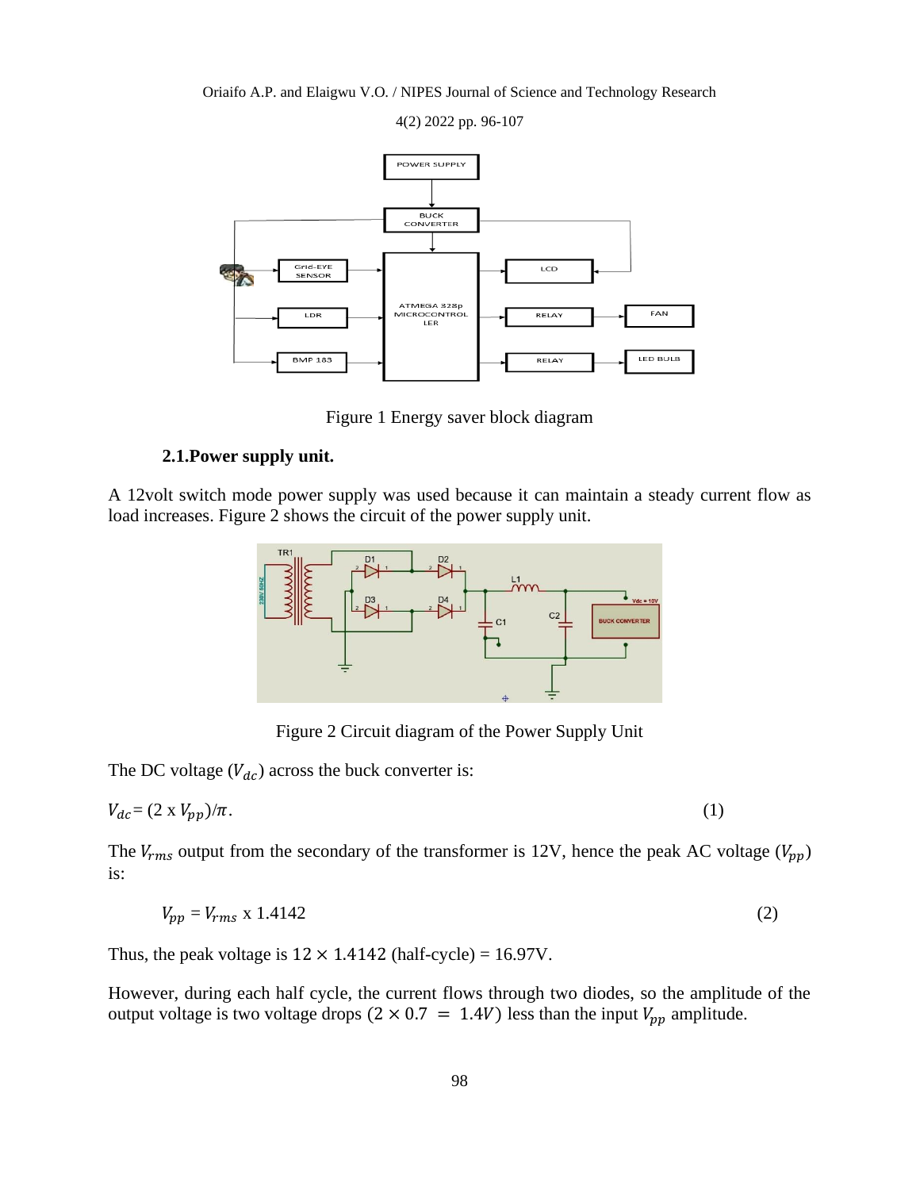Figure 1 Energy saver block diagram

### 2.1.Power supply unit.

A 12volt switch mode power supply was used because it can maintain a steady current flow as load increases. Figure 2 shows the circuit of the power supply unit.

Figure 2 Circuit diagram of the Power Supply Unit

The DC voltage ($V_{dc}$) across the buck converter is:

$$V_{dc} = (2 \text{ x } V_{pp})/\pi. \tag{1}$$

The $V_{rms}$ output from the secondary of the transformer is 12V, hence the peak AC voltage ($V_{pp}$) is:

$$V_{pp} = V_{rms} \text{ x } 1.4142 \tag{2}$$

Thus, the peak voltage is $12 \times 1.4142$ (half-cycle) = 16.97V.

However, during each half cycle, the current flows through two diodes, so the amplitude of the output voltage is two voltage drops ($2 \times 0.7 = 1.4V$) less than the input $V_{pp}$ amplitude.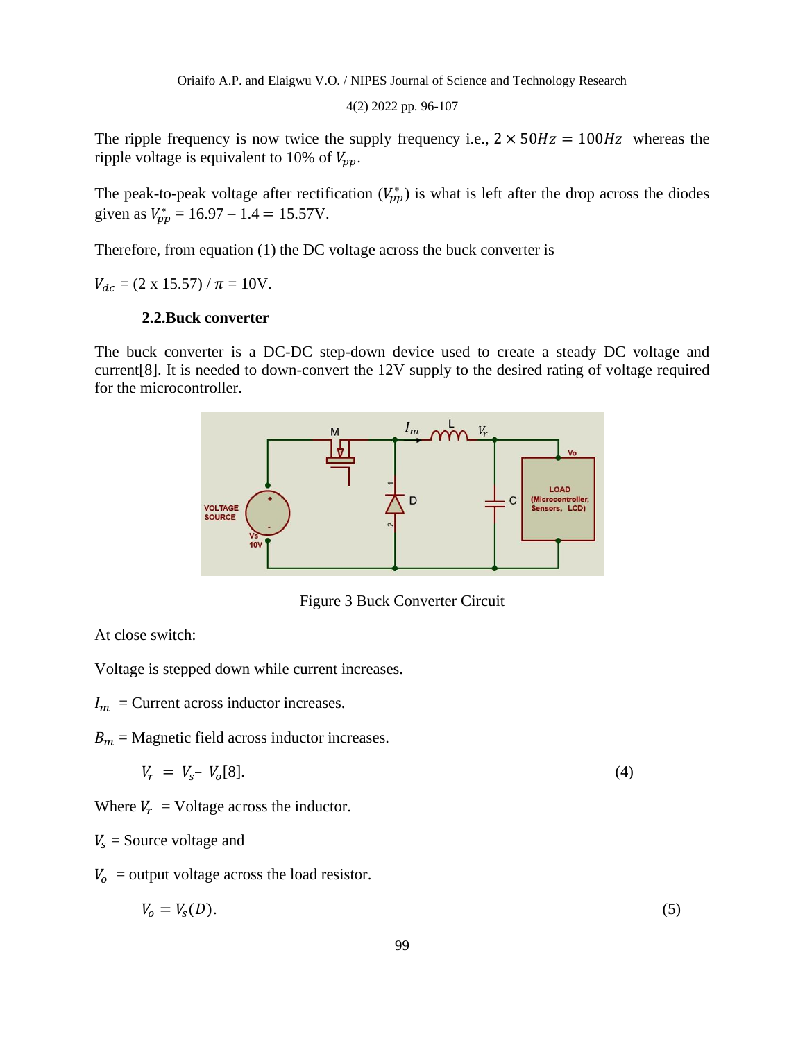The ripple frequency is now twice the supply frequency i.e., $2 \times 50Hz = 100Hz$ whereas the ripple voltage is equivalent to 10% of $V_{pp}$.

The peak-to-peak voltage after rectification ($V_{pp}^*$) is what is left after the drop across the diodes given as $V_{pp}^*$ = 16.97 – 1.4 = 15.57V.

Therefore, from equation (1) the DC voltage across the buck converter is

$V_{dc}$ = (2 x 15.57) / $\pi$ = 10V.

### 2.2.Buck converter

The buck converter is a DC-DC step-down device used to create a steady DC voltage and current[8]. It is needed to down-convert the 12V supply to the desired rating of voltage required for the microcontroller.

Figure 3 Buck Converter Circuit

At close switch:

Voltage is stepped down while current increases.

$I_m$ = Current across inductor increases.

$B_m$ = Magnetic field across inductor increases.

$$V_r = V_s - V_o [8]. \quad (4)$$

Where $V_r$ = Voltage across the inductor.

$V_s$ = Source voltage and

$V_o$ = output voltage across the load resistor.

$$V_o = V_s(D). \quad (5)$$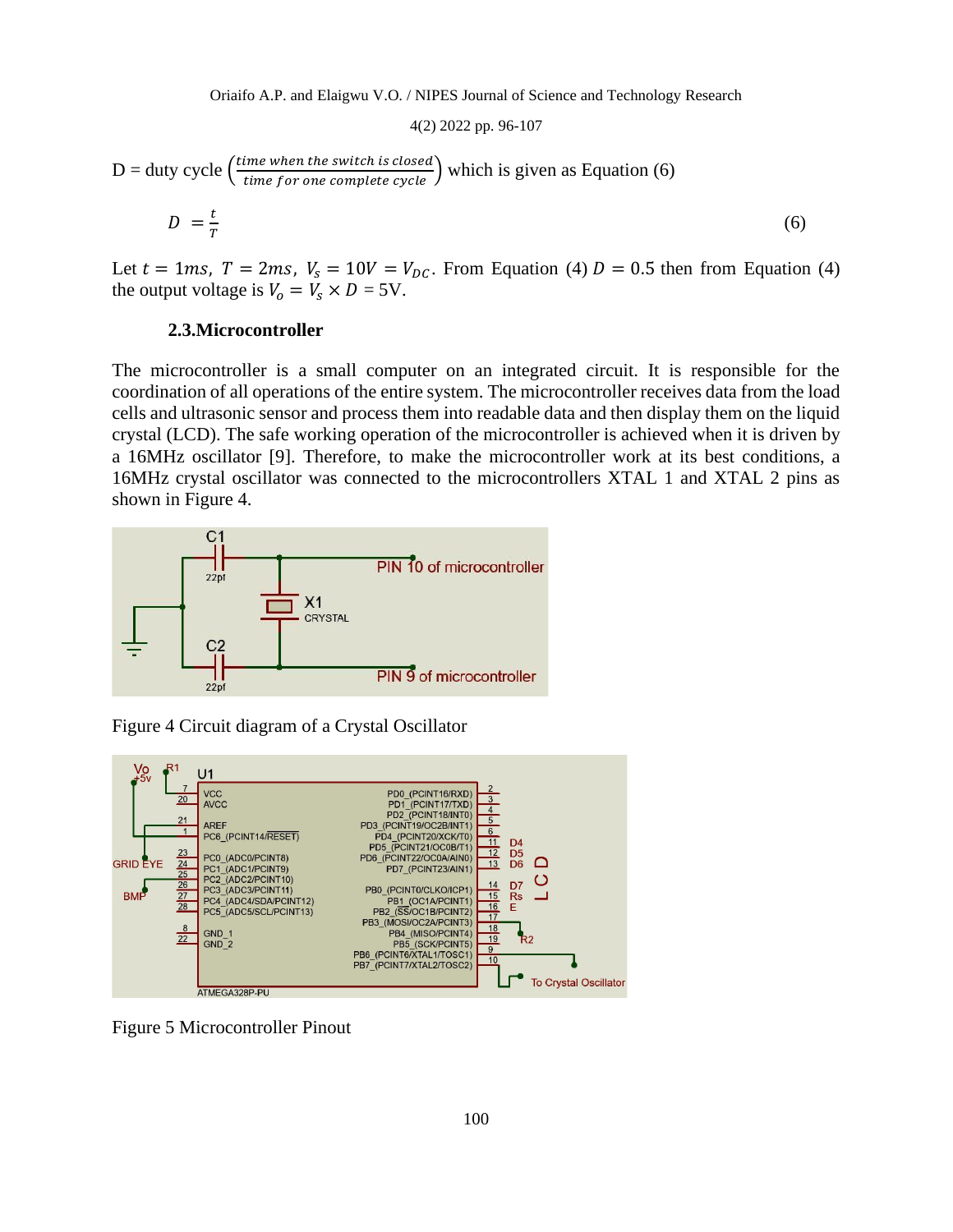D = duty cycle $\left(\frac{time\ when\ the\ switch\ is\ closed}{time\ for\ one\ complete\ cycle}\right)$ which is given as Equation (6)

$$D = \frac{t}{T} \tag{6}$$

Let $t = 1ms$, $T = 2ms$, $V_s = 10V = V_{DC}$. From Equation (4) $D = 0.5$ then from Equation (4) the output voltage is $V_o = V_s \times D$ = 5V.

### 2.3. Microcontroller

The microcontroller is a small computer on an integrated circuit. It is responsible for the coordination of all operations of the entire system. The microcontroller receives data from the load cells and ultrasonic sensor and process them into readable data and then display them on the liquid crystal (LCD). The safe working operation of the microcontroller is achieved when it is driven by a 16MHz oscillator [9]. Therefore, to make the microcontroller work at its best conditions, a 16MHz crystal oscillator was connected to the microcontrollers XTAL 1 and XTAL 2 pins as shown in Figure 4.

Figure 4 Circuit diagram of a Crystal Oscillator

Figure 5 Microcontroller Pinout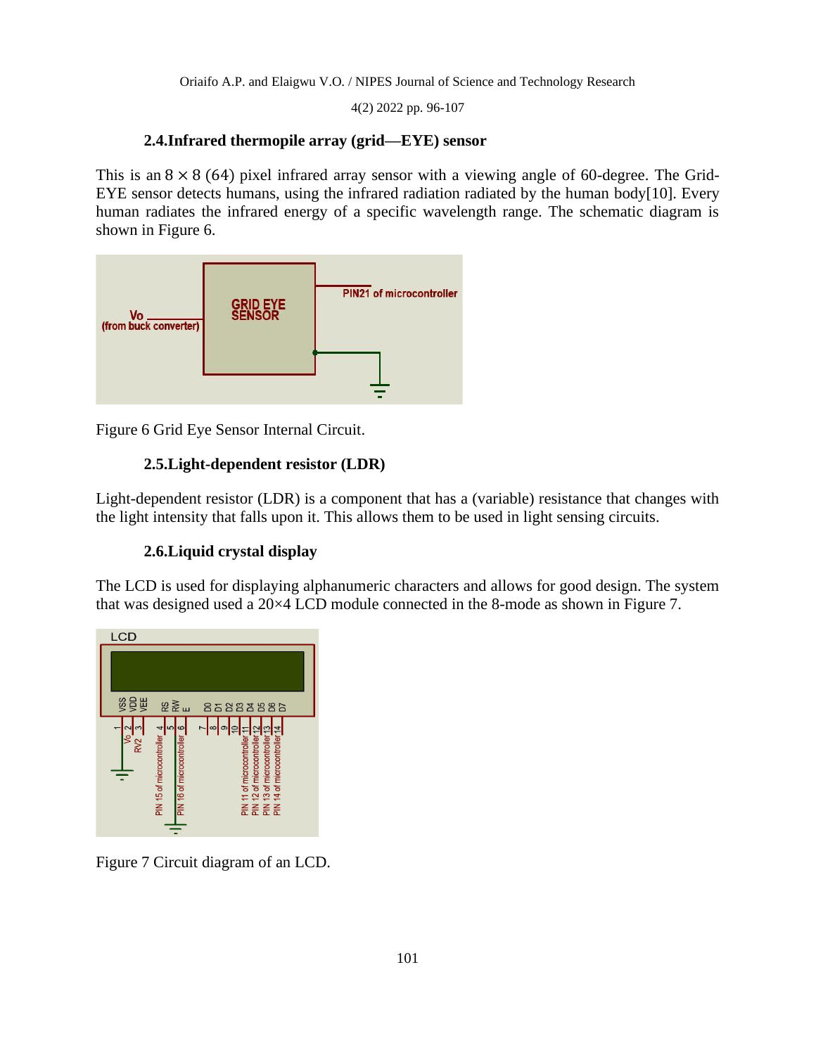### 2.4. Infrared thermopile array (grid—EYE) sensor

This is an $8 \times 8$ (64) pixel infrared array sensor with a viewing angle of 60-degree. The Grid-EYE sensor detects humans, using the infrared radiation radiated by the human body[10]. Every human radiates the infrared energy of a specific wavelength range. The schematic diagram is shown in Figure 6.

Figure 6 Grid Eye Sensor Internal Circuit.

### 2.5. Light-dependent resistor (LDR)

Light-dependent resistor (LDR) is a component that has a (variable) resistance that changes with the light intensity that falls upon it. This allows them to be used in light sensing circuits.

### 2.6. Liquid crystal display

The LCD is used for displaying alphanumeric characters and allows for good design. The system that was designed used a 20×4 LCD module connected in the 8-mode as shown in Figure 7.

Figure 7 Circuit diagram of an LCD.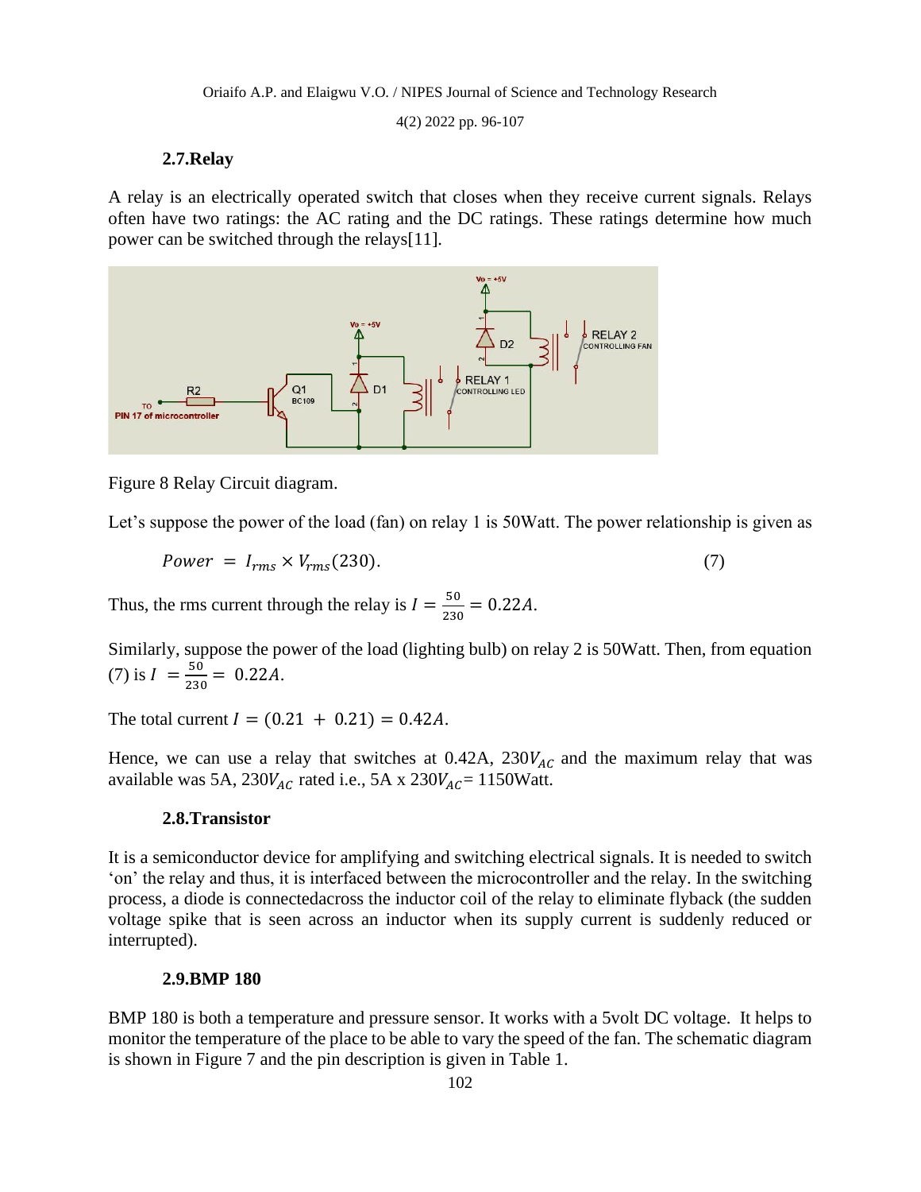### 2.7.Relay

A relay is an electrically operated switch that closes when they receive current signals. Relays often have two ratings: the AC rating and the DC ratings. These ratings determine how much power can be switched through the relays[11].

Figure 8 Relay Circuit diagram.

Let's suppose the power of the load (fan) on relay 1 is 50Watt. The power relationship is given as

$$Power = I_{rms} \times V_{rms}(230). \tag{7}$$

Thus, the rms current through the relay is $I = \frac{50}{230} = 0.22A$.

Similarly, suppose the power of the load (lighting bulb) on relay 2 is 50Watt. Then, from equation (7) is $I = \frac{50}{230} = 0.22A$.

The total current $I = (0.21 + 0.21) = 0.42A$.

Hence, we can use a relay that switches at 0.42A, $230V_{AC}$ and the maximum relay that was available was 5A, $230V_{AC}$ rated i.e., 5A x $230V_{AC}$= 1150Watt.

### 2.8.Transistor

It is a semiconductor device for amplifying and switching electrical signals. It is needed to switch 'on' the relay and thus, it is interfaced between the microcontroller and the relay. In the switching process, a diode is connectedacross the inductor coil of the relay to eliminate flyback (the sudden voltage spike that is seen across an inductor when its supply current is suddenly reduced or interrupted).

### 2.9.BMP 180

BMP 180 is both a temperature and pressure sensor. It works with a 5volt DC voltage. It helps to monitor the temperature of the place to be able to vary the speed of the fan. The schematic diagram is shown in Figure 7 and the pin description is given in Table 1.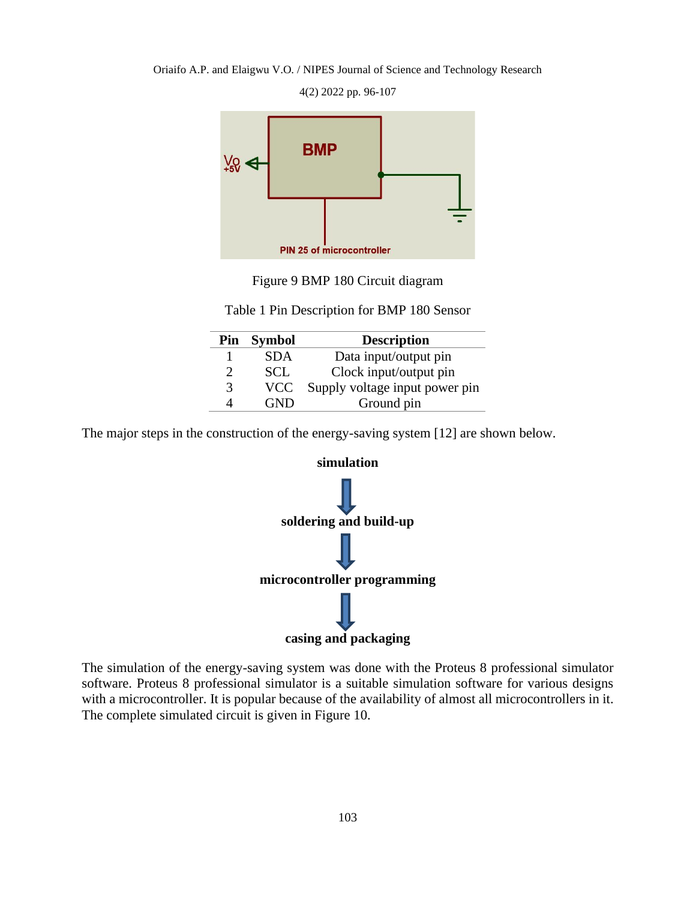Figure 9 BMP 180 Circuit diagram

Table 1 Pin Description for BMP 180 Sensor

| Pin | Symbol | Description |
|---|---|---|
| 1 | SDA | Data input/output pin |
| 2 | SCL | Clock input/output pin |
| 3 | VCC | Supply voltage input power pin |
| 4 | GND | Ground pin |

The major steps in the construction of the energy-saving system [12] are shown below.

**simulation**

↓

**soldering and build-up**

↓

**microcontroller programming**

↓

**casing and packaging**

The simulation of the energy-saving system was done with the Proteus 8 professional simulator software. Proteus 8 professional simulator is a suitable simulation software for various designs with a microcontroller. It is popular because of the availability of almost all microcontrollers in it. The complete simulated circuit is given in Figure 10.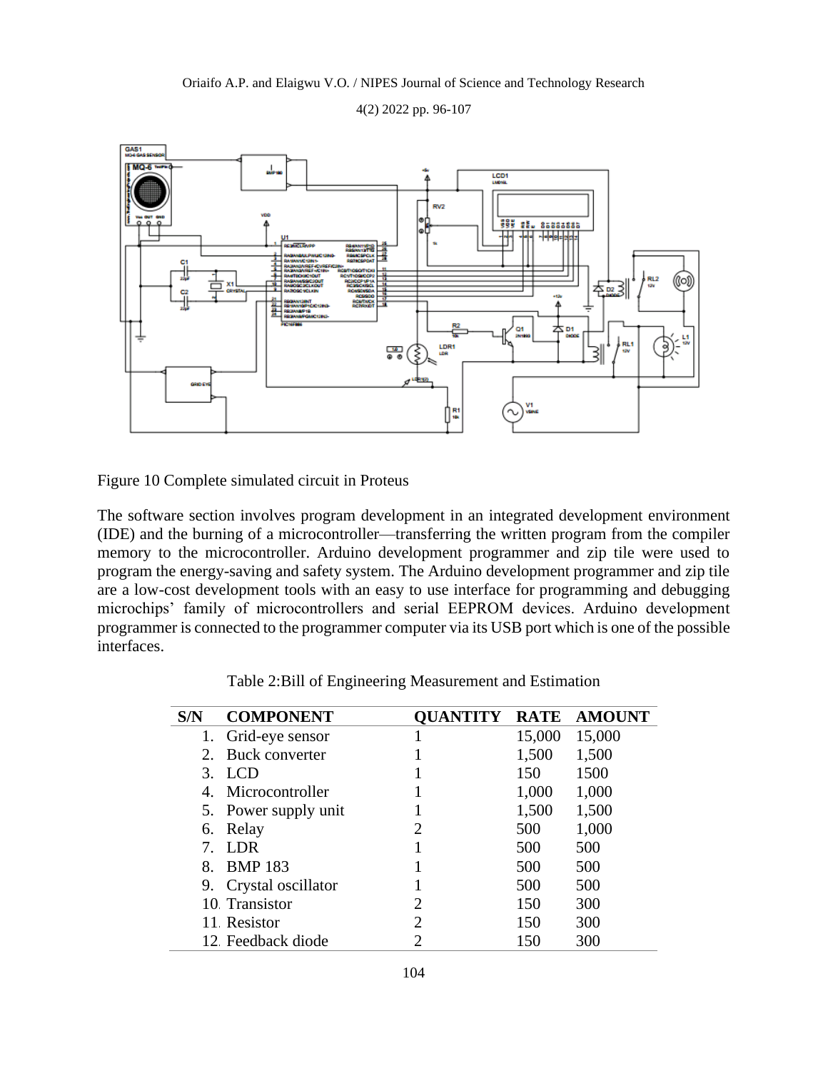Figure 10 Complete simulated circuit in Proteus

The software section involves program development in an integrated development environment (IDE) and the burning of a microcontroller—transferring the written program from the compiler memory to the microcontroller. Arduino development programmer and zip tile were used to program the energy-saving and safety system. The Arduino development programmer and zip tile are a low-cost development tools with an easy to use interface for programming and debugging microchips' family of microcontrollers and serial EEPROM devices. Arduino development programmer is connected to the programmer computer via its USB port which is one of the possible interfaces.

Table 2:Bill of Engineering Measurement and Estimation

| S/N | COMPONENT | QUANTITY | RATE | AMOUNT |
|---|---|---|---|---|
| 1. | Grid-eye sensor | 1 | 15,000 | 15,000 |
| 2. | Buck converter | 1 | 1,500 | 1,500 |
| 3. | LCD | 1 | 150 | 1500 |
| 4. | Microcontroller | 1 | 1,000 | 1,000 |
| 5. | Power supply unit | 1 | 1,500 | 1,500 |
| 6. | Relay | 2 | 500 | 1,000 |
| 7. | LDR | 1 | 500 | 500 |
| 8. | BMP 183 | 1 | 500 | 500 |
| 9. | Crystal oscillator | 1 | 500 | 500 |
| 10. | Transistor | 2 | 150 | 300 |
| 11. | Resistor | 2 | 150 | 300 |
| 12. | Feedback diode | 2 | 150 | 300 |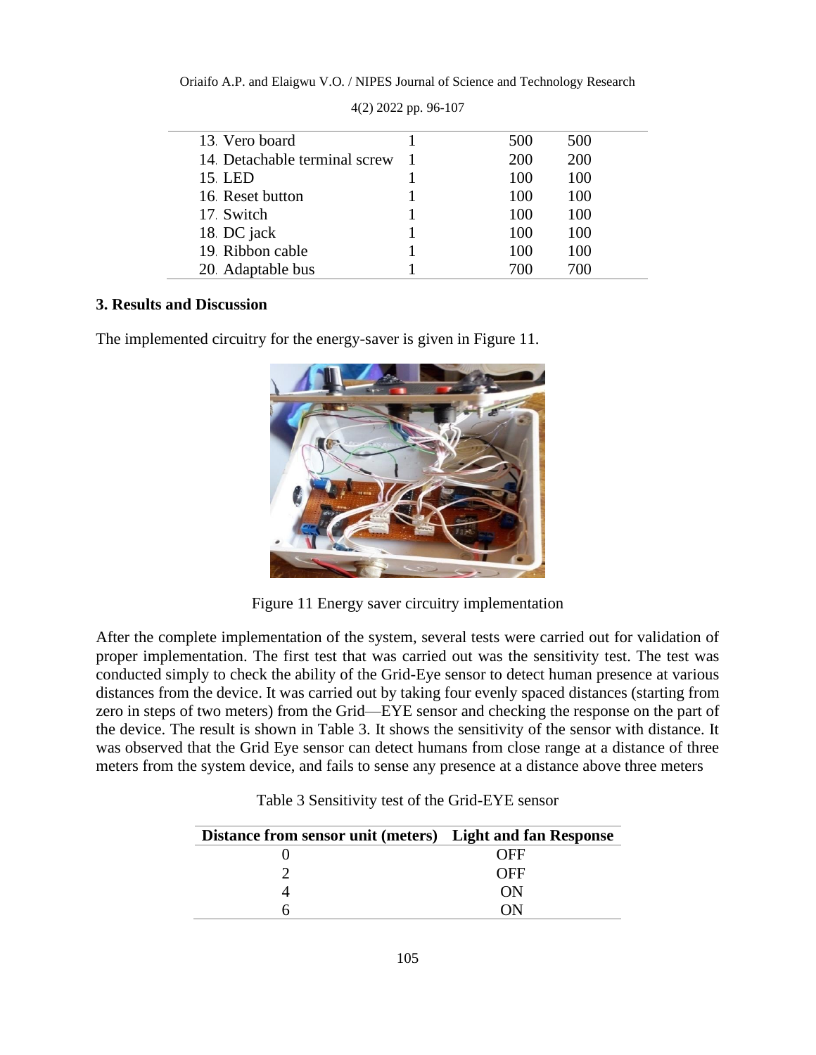| 13. Vero board | 1 | 500 | 500 |
|---|---|---|---|
| 14. Detachable terminal screw | 1 | 200 | 200 |
| 15. LED | 1 | 100 | 100 |
| 16. Reset button | 1 | 100 | 100 |
| 17. Switch | 1 | 100 | 100 |
| 18. DC jack | 1 | 100 | 100 |
| 19. Ribbon cable | 1 | 100 | 100 |
| 20. Adaptable bus | 1 | 700 | 700 |

## 3. Results and Discussion

The implemented circuitry for the energy-saver is given in Figure 11.

Figure 11 Energy saver circuitry implementation

After the complete implementation of the system, several tests were carried out for validation of proper implementation. The first test that was carried out was the sensitivity test. The test was conducted simply to check the ability of the Grid-Eye sensor to detect human presence at various distances from the device. It was carried out by taking four evenly spaced distances (starting from zero in steps of two meters) from the Grid—EYE sensor and checking the response on the part of the device. The result is shown in Table 3. It shows the sensitivity of the sensor with distance. It was observed that the Grid Eye sensor can detect humans from close range at a distance of three meters from the system device, and fails to sense any presence at a distance above three meters

Table 3 Sensitivity test of the Grid-EYE sensor

| Distance from sensor unit (meters) | Light and fan Response |
|---|---|
| 0 | OFF |
| 2 | OFF |
| 4 | ON |
| 6 | ON |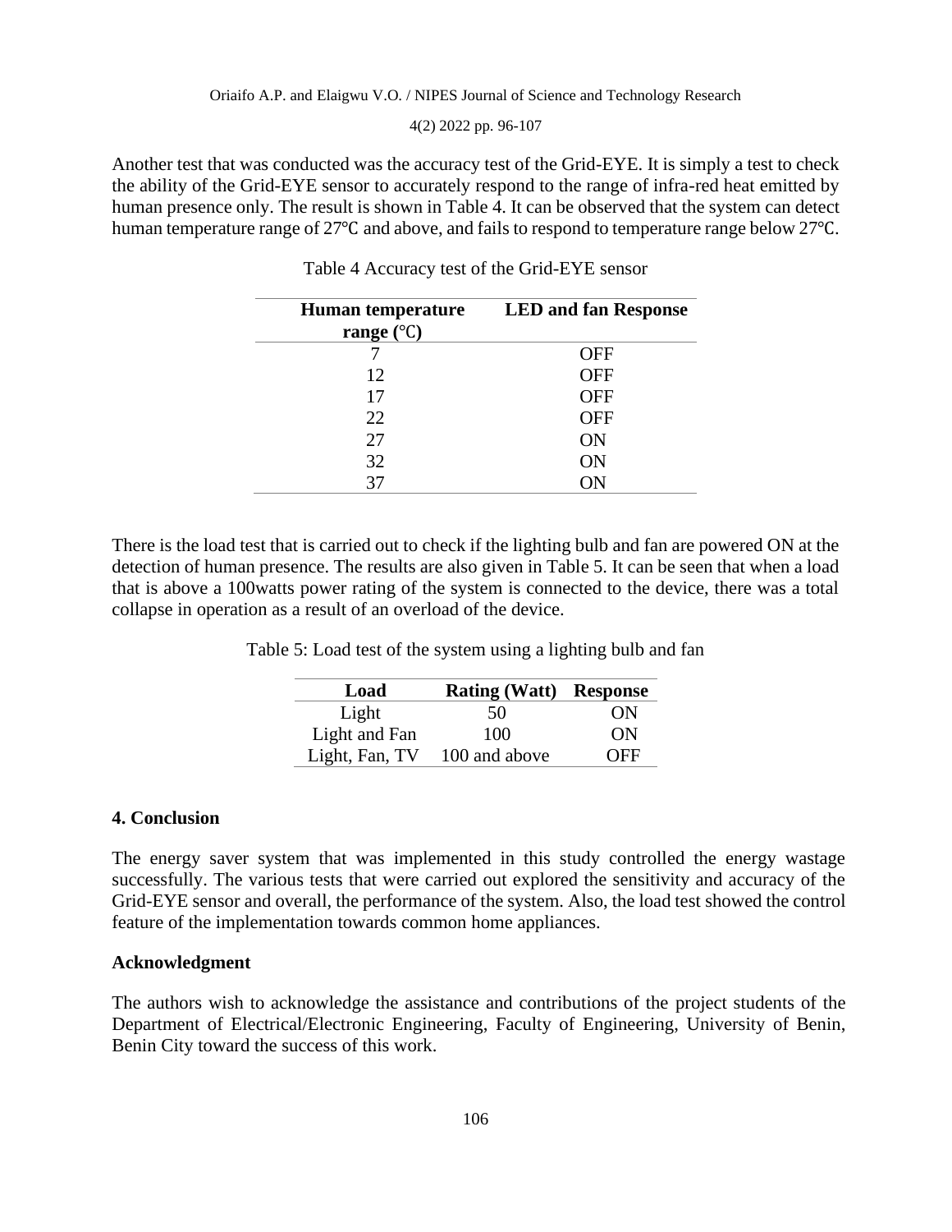Another test that was conducted was the accuracy test of the Grid-EYE. It is simply a test to check the ability of the Grid-EYE sensor to accurately respond to the range of infra-red heat emitted by human presence only. The result is shown in Table 4. It can be observed that the system can detect human temperature range of 27℃ and above, and fails to respond to temperature range below 27℃.

Table 4 Accuracy test of the Grid-EYE sensor

| Human temperature range (℃) | LED and fan Response |
|---|---|
| 7 | OFF |
| 12 | OFF |
| 17 | OFF |
| 22 | OFF |
| 27 | ON |
| 32 | ON |
| 37 | ON |

There is the load test that is carried out to check if the lighting bulb and fan are powered ON at the detection of human presence. The results are also given in Table 5. It can be seen that when a load that is above a 100watts power rating of the system is connected to the device, there was a total collapse in operation as a result of an overload of the device.

Table 5: Load test of the system using a lighting bulb and fan

| Load | Rating (Watt) | Response |
|---|---|---|
| Light | 50 | ON |
| Light and Fan | 100 | ON |
| Light, Fan, TV | 100 and above | OFF |

## 4. Conclusion

The energy saver system that was implemented in this study controlled the energy wastage successfully. The various tests that were carried out explored the sensitivity and accuracy of the Grid-EYE sensor and overall, the performance of the system. Also, the load test showed the control feature of the implementation towards common home appliances.

## Acknowledgment

The authors wish to acknowledge the assistance and contributions of the project students of the Department of Electrical/Electronic Engineering, Faculty of Engineering, University of Benin, Benin City toward the success of this work.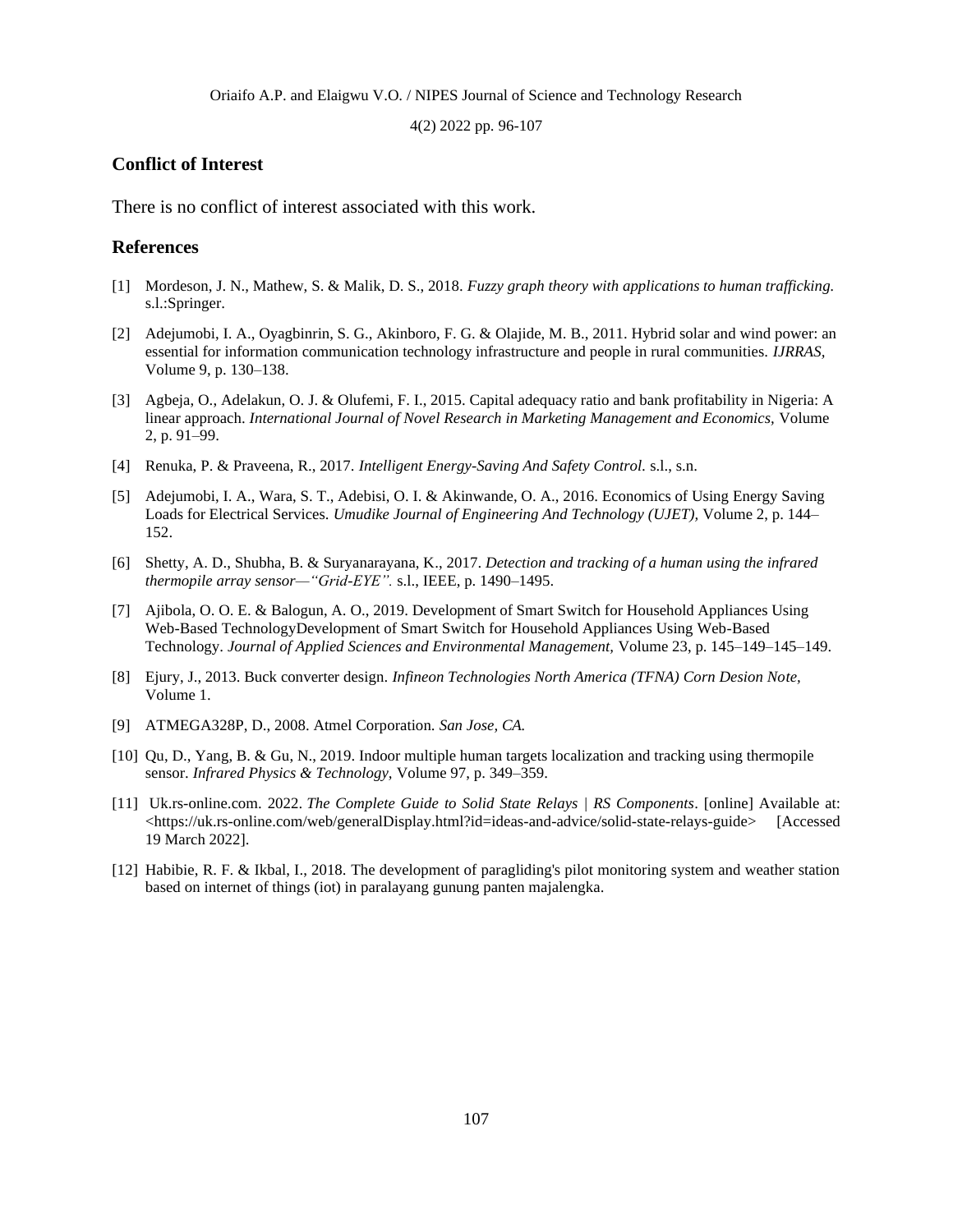## Conflict of Interest

There is no conflict of interest associated with this work.

## References

[1] Mordeson, J. N., Mathew, S. & Malik, D. S., 2018. *Fuzzy graph theory with applications to human trafficking.* s.l.:Springer.

[2] Adejumobi, I. A., Oyagbinrin, S. G., Akinboro, F. G. & Olajide, M. B., 2011. Hybrid solar and wind power: an essential for information communication technology infrastructure and people in rural communities. *IJRRAS,* Volume 9, p. 130–138.

[3] Agbeja, O., Adelakun, O. J. & Olufemi, F. I., 2015. Capital adequacy ratio and bank profitability in Nigeria: A linear approach. *International Journal of Novel Research in Marketing Management and Economics,* Volume 2, p. 91–99.

[4] Renuka, P. & Praveena, R., 2017. *Intelligent Energy-Saving And Safety Control.* s.l., s.n.

[5] Adejumobi, I. A., Wara, S. T., Adebisi, O. I. & Akinwande, O. A., 2016. Economics of Using Energy Saving Loads for Electrical Services. *Umudike Journal of Engineering And Technology (UJET),* Volume 2, p. 144–152.

[6] Shetty, A. D., Shubha, B. & Suryanarayana, K., 2017. *Detection and tracking of a human using the infrared thermopile array sensor—"Grid-EYE".* s.l., IEEE, p. 1490–1495.

[7] Ajibola, O. O. E. & Balogun, A. O., 2019. Development of Smart Switch for Household Appliances Using Web-Based TechnologyDevelopment of Smart Switch for Household Appliances Using Web-Based Technology. *Journal of Applied Sciences and Environmental Management,* Volume 23, p. 145–149–145–149.

[8] Ejury, J., 2013. Buck converter design. *Infineon Technologies North America (TFNA) Corn Desion Note,* Volume 1.

[9] ATMEGA328P, D., 2008. Atmel Corporation. *San Jose, CA.*

[10] Qu, D., Yang, B. & Gu, N., 2019. Indoor multiple human targets localization and tracking using thermopile sensor. *Infrared Physics & Technology,* Volume 97, p. 349–359.

[11] Uk.rs-online.com. 2022. *The Complete Guide to Solid State Relays | RS Components*. [online] Available at: <https://uk.rs-online.com/web/generalDisplay.html?id=ideas-and-advice/solid-state-relays-guide> [Accessed 19 March 2022].

[12] Habibie, R. F. & Ikbal, I., 2018. The development of paragliding's pilot monitoring system and weather station based on internet of things (iot) in paralayang gunung panten majalengka.